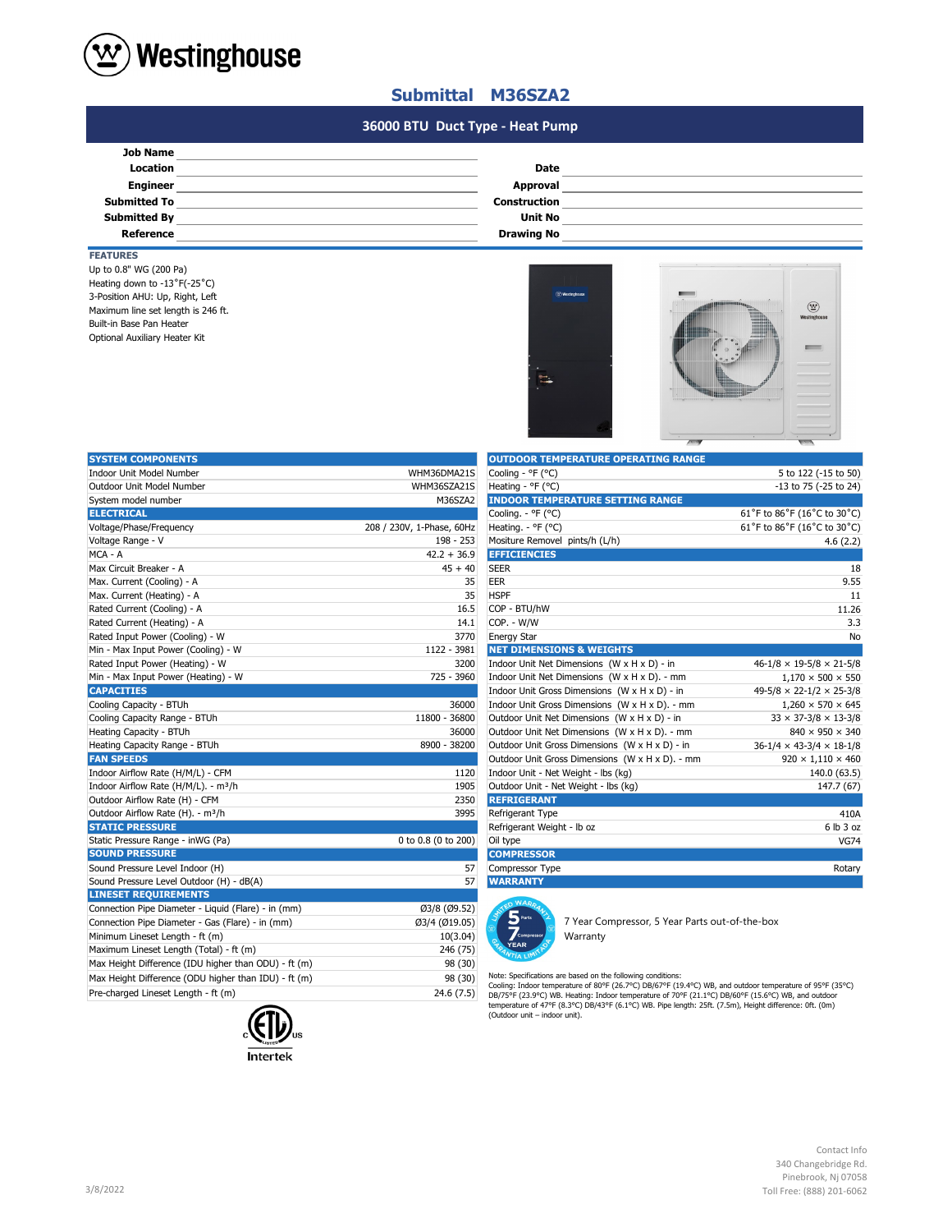# Westinghouse

## Submittal M36SZA2

### 36000 BTU Duct Type - Heat Pump

| | | | |
|---|---|---|---|
| **Job Name** | | | |
| **Location** | | **Date** | |
| **Engineer** | | **Approval** | |
| **Submitted To** | | **Construction** | |
| **Submitted By** | | **Unit No** | |
| **Reference** | | **Drawing No** | |

**FEATURES**

Up to 0.8" WG (200 Pa)
Heating down to -13˚F(-25˚C)
3-Position AHU: Up, Right, Left
Maximum line set length is 246 ft.
Built-in Base Pan Heater
Optional Auxiliary Heater Kit

| SYSTEM COMPONENTS | |
|---|---|
| Indoor Unit Model Number | WHM36DMA21S |
| Outdoor Unit Model Number | WHM36SZA21S |
| System model number | M36SZA2 |
| **ELECTRICAL** | |
| Voltage/Phase/Frequency | 208 / 230V, 1-Phase, 60Hz |
| Voltage Range - V | 198 - 253 |
| MCA - A | 42.2 + 36.9 |
| Max Circuit Breaker - A | 45 + 40 |
| Max. Current (Cooling) - A | 35 |
| Max. Current (Heating) - A | 35 |
| Rated Current (Cooling) - A | 16.5 |
| Rated Current (Heating) - A | 14.1 |
| Rated Input Power (Cooling) - W | 3770 |
| Min - Max Input Power (Cooling) - W | 1122 - 3981 |
| Rated Input Power (Heating) - W | 3200 |
| Min - Max Input Power (Heating) - W | 725 - 3960 |
| **CAPACITIES** | |
| Cooling Capacity - BTUh | 36000 |
| Cooling Capacity Range - BTUh | 11800 - 36800 |
| Heating Capacity - BTUh | 36000 |
| Heating Capacity Range - BTUh | 8900 - 38200 |
| **FAN SPEEDS** | |
| Indoor Airflow Rate (H/M/L) - CFM | 1120 |
| Indoor Airflow Rate (H/M/L). - m³/h | 1905 |
| Outdoor Airflow Rate (H) - CFM | 2350 |
| Outdoor Airflow Rate (H). - m³/h | 3995 |
| **STATIC PRESSURE** | |
| Static Pressure Range - inWG (Pa) | 0 to 0.8 (0 to 200) |
| **SOUND PRESSURE** | |
| Sound Pressure Level Indoor (H) | 57 |
| Sound Pressure Level Outdoor (H) - dB(A) | 57 |
| **LINESET REQUIREMENTS** | |
| Connection Pipe Diameter - Liquid (Flare) - in (mm) | Ø3/8 (Ø9.52) |
| Connection Pipe Diameter - Gas (Flare) - in (mm) | Ø3/4 (Ø19.05) |
| Minimum Lineset Length - ft (m) | 10(3.04) |
| Maximum Lineset Length (Total) - ft (m) | 246 (75) |
| Max Height Difference (IDU higher than ODU) - ft (m) | 98 (30) |
| Max Height Difference (ODU higher than IDU) - ft (m) | 98 (30) |
| Pre-charged Lineset Length - ft (m) | 24.6 (7.5) |

| OUTDOOR TEMPERATURE OPERATING RANGE | |
|---|---|
| Cooling - °F (°C) | 5 to 122 (-15 to 50) |
| Heating - °F (°C) | -13 to 75 (-25 to 24) |
| **INDOOR TEMPERATURE SETTING RANGE** | |
| Cooling. - °F (°C) | 61˚F to 86˚F (16˚C to 30˚C) |
| Heating. - °F (°C) | 61˚F to 86˚F (16˚C to 30˚C) |
| Mositure Removel pints/h (L/h) | 4.6 (2.2) |
| **EFFICIENCIES** | |
| SEER | 18 |
| EER | 9.55 |
| HSPF | 11 |
| COP - BTU/hW | 11.26 |
| COP. - W/W | 3.3 |
| Energy Star | No |
| **NET DIMENSIONS & WEIGHTS** | |
| Indoor Unit Net Dimensions (W x H x D) - in | 46-1/8 × 19-5/8 × 21-5/8 |
| Indoor Unit Net Dimensions (W x H x D). - mm | 1,170 × 500 × 550 |
| Indoor Unit Gross Dimensions (W x H x D) - in | 49-5/8 × 22-1/2 × 25-3/8 |
| Indoor Unit Gross Dimensions (W x H x D). - mm | 1,260 × 570 × 645 |
| Outdoor Unit Net Dimensions (W x H x D) - in | 33 × 37-3/8 × 13-3/8 |
| Outdoor Unit Net Dimensions (W x H x D). - mm | 840 × 950 × 340 |
| Outdoor Unit Gross Dimensions (W x H x D) - in | 36-1/4 × 43-3/4 × 18-1/8 |
| Outdoor Unit Gross Dimensions (W x H x D). - mm | 920 × 1,110 × 460 |
| Indoor Unit - Net Weight - lbs (kg) | 140.0 (63.5) |
| Outdoor Unit - Net Weight - lbs (kg) | 147.7 (67) |
| **REFRIGERANT** | |
| Refrigerant Type | 410A |
| Refrigerant Weight - lb oz | 6 lb 3 oz |
| Oil type | VG74 |
| **COMPRESSOR** | |
| Compressor Type | Rotary |
| **WARRANTY** | |

7 Year Compressor, 5 Year Parts out-of-the-box Warranty

Note: Specifications are based on the following conditions:
Cooling: Indoor temperature of 80°F (26.7°C) DB/67°F (19.4°C) WB, and outdoor temperature of 95°F (35°C) DB/75°F (23.9°C) WB. Heating: Indoor temperature of 70°F (21.1°C) DB/60°F (15.6°C) WB, and outdoor temperature of 47°F (8.3°C) DB/43°F (6.1°C) WB. Pipe length: 25ft. (7.5m), Height difference: 0ft. (0m) (Outdoor unit – indoor unit).

Intertek

3/8/2022

Contact Info
340 Changebridge Rd.
Pinebrook, Nj 07058
Toll Free: (888) 201-6062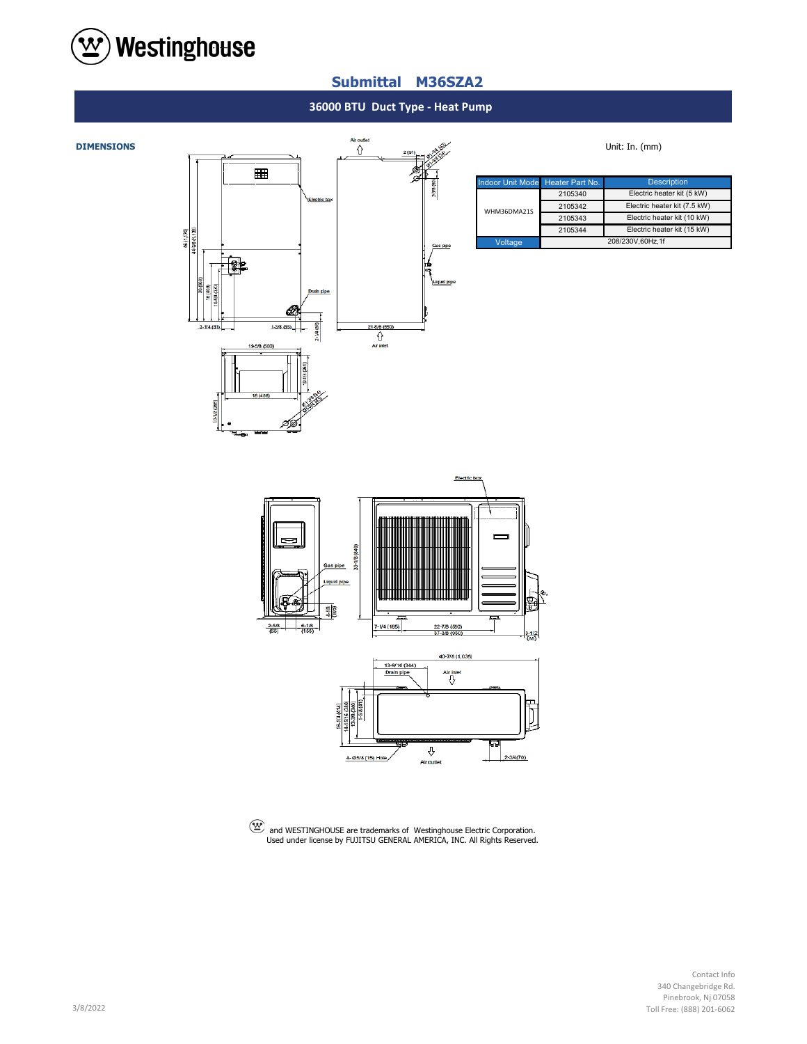# Submittal M36SZA2

## 36000 BTU Duct Type - Heat Pump

**DIMENSIONS**

Unit: In. (mm)

Air outlet

2 (51)

Electric box

48 (1,219)

44-3/8 (1,128)

20 (508)

16 (409)

14-3/8 (367)

Drain pipe

Gas pipe

Liquid pipe

3-1/4 (81)

1-3/8 (35)

2-1/4 (57)

21-5/8 (550)

Air inlet

19-5/8 (500)

18 (458)

10-1/4 (261)

| Indoor Unit Mode | Heater Part No. | Description |
|---|---|---|
| WHM36DMA21S | 2105340 | Electric heater kit (5 kW) |
| | 2105342 | Electric heater kit (7.5 kW) |
| | 2105343 | Electric heater kit (10 kW) |
| | 2105344 | Electric heater kit (15 kW) |
| Voltage | 208/230V,60Hz,1f | |

Electric box

Gas pipe

Liquid pipe

33-1/8 (840)

4-1/8 (103)

2-5/8 (66)

6-1/8 (155)

7-1/4 (185)

22-7/8 (580)

37-3/8 (950)

3-1/2 (88)

40-7/8 (1,038)

13-9/16 (344)

Drain pipe

Air inlet

16-1/4 (414)

14-15/16 (380)

13-3/8 (340)

1-5/8 (41)

4- Ø5/8 (15) Hole

Air outlet

2-3/4 (70)

and WESTINGHOUSE are trademarks of Westinghouse Electric Corporation.
Used under license by FUJITSU GENERAL AMERICA, INC. All Rights Reserved.

3/8/2022

Contact Info
340 Changebridge Rd.
Pinebrook, Nj 07058
Toll Free: (888) 201-6062